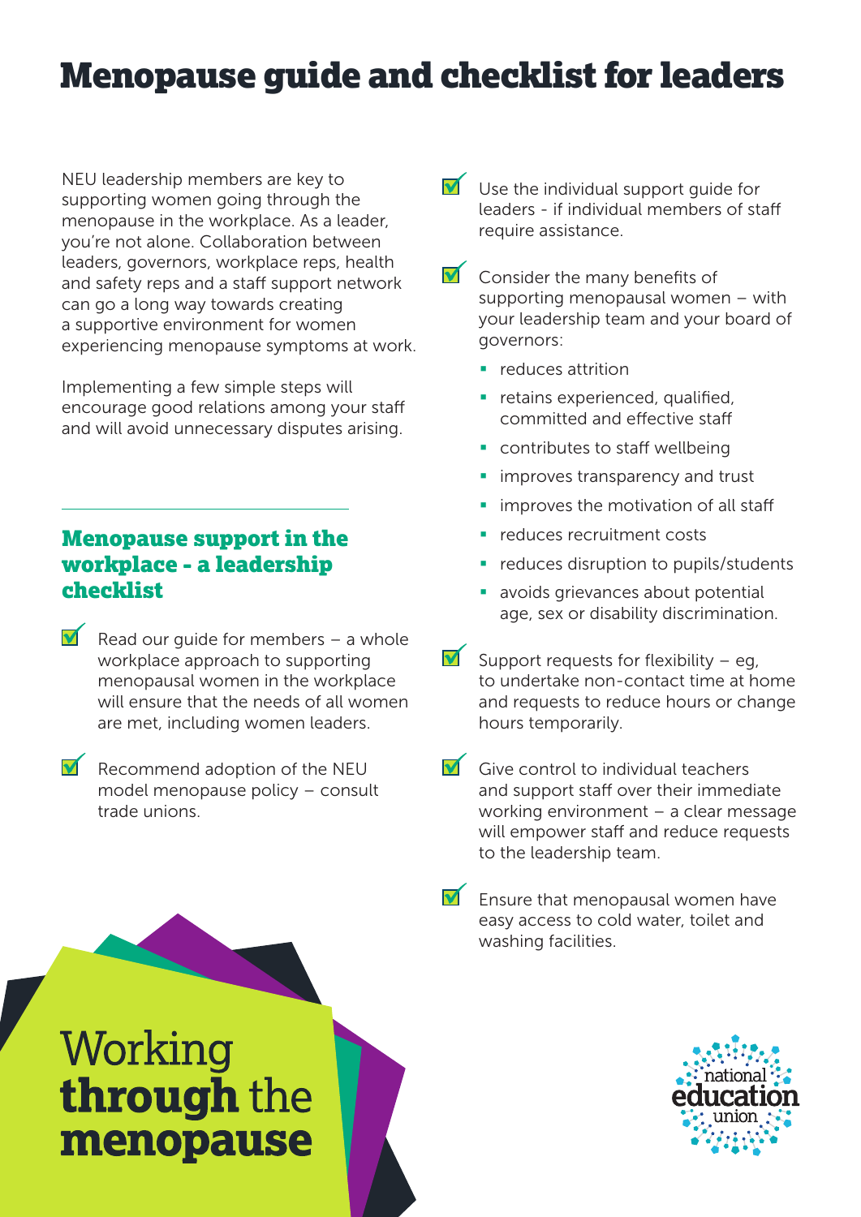# Menopause guide and checklist for leaders

NEU leadership members are key to supporting women going through the menopause in the workplace. As a leader, you're not alone. Collaboration between leaders, governors, workplace reps, health and safety reps and a staff support network can go a long way towards creating a supportive environment for women experiencing menopause symptoms at work.

Implementing a few simple steps will encourage good relations among your staff and will avoid unnecessary disputes arising.

## Menopause support in the workplace - a leadership checklist

- ☑ Read our guide for members – a whole workplace approach to supporting menopausal women in the workplace will ensure that the needs of all women are met, including women leaders.
- ☑ Recommend adoption of the NEU model menopause policy – consult trade unions.
- ☑ Use the individual support guide for leaders - if individual members of staff require assistance.
- ☑ Consider the many benefits of supporting menopausal women – with your leadership team and your board of governors:
  - reduces attrition
  - retains experienced, qualified, committed and effective staff
  - contributes to staff wellbeing
  - improves transparency and trust
  - improves the motivation of all staff
  - reduces recruitment costs
  - reduces disruption to pupils/students
  - avoids grievances about potential age, sex or disability discrimination.
- ☑ Support requests for flexibility – eg, to undertake non-contact time at home and requests to reduce hours or change hours temporarily.
- ☑ Give control to individual teachers and support staff over their immediate working environment – a clear message will empower staff and reduce requests to the leadership team.
- ☑ Ensure that menopausal women have easy access to cold water, toilet and washing facilities.

Working **through** the **menopause**

national education union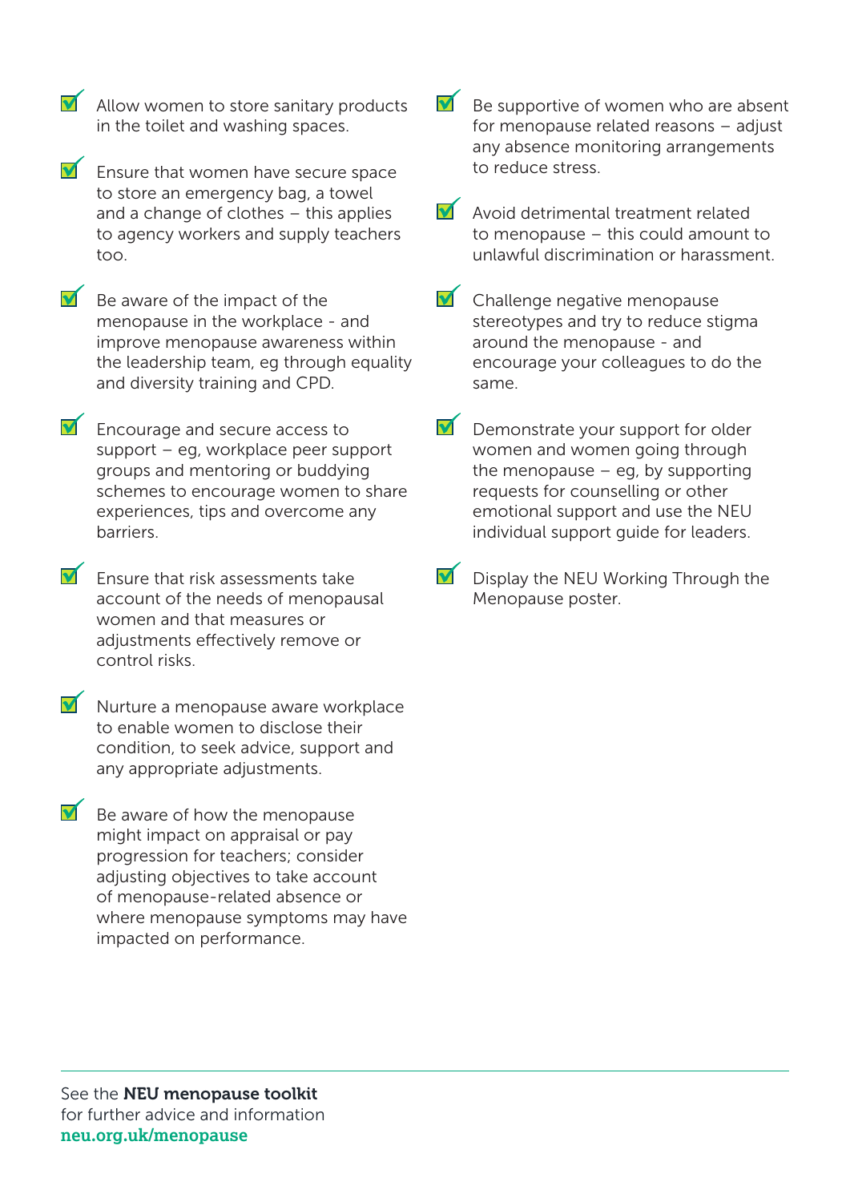- Allow women to store sanitary products in the toilet and washing spaces.
- Ensure that women have secure space to store an emergency bag, a towel and a change of clothes – this applies to agency workers and supply teachers too.
- Be aware of the impact of the menopause in the workplace - and improve menopause awareness within the leadership team, eg through equality and diversity training and CPD.
- Encourage and secure access to support – eg, workplace peer support groups and mentoring or buddying schemes to encourage women to share experiences, tips and overcome any barriers.
- Ensure that risk assessments take account of the needs of menopausal women and that measures or adjustments effectively remove or control risks.
- Nurture a menopause aware workplace to enable women to disclose their condition, to seek advice, support and any appropriate adjustments.
- Be aware of how the menopause might impact on appraisal or pay progression for teachers; consider adjusting objectives to take account of menopause-related absence or where menopause symptoms may have impacted on performance.
- Be supportive of women who are absent for menopause related reasons – adjust any absence monitoring arrangements to reduce stress.
- Avoid detrimental treatment related to menopause – this could amount to unlawful discrimination or harassment.
- Challenge negative menopause stereotypes and try to reduce stigma around the menopause - and encourage your colleagues to do the same.
- Demonstrate your support for older women and women going through the menopause – eg, by supporting requests for counselling or other emotional support and use the NEU individual support guide for leaders.
- Display the NEU Working Through the Menopause poster.

---

See the **NEU menopause toolkit** for further advice and information
**neu.org.uk/menopause**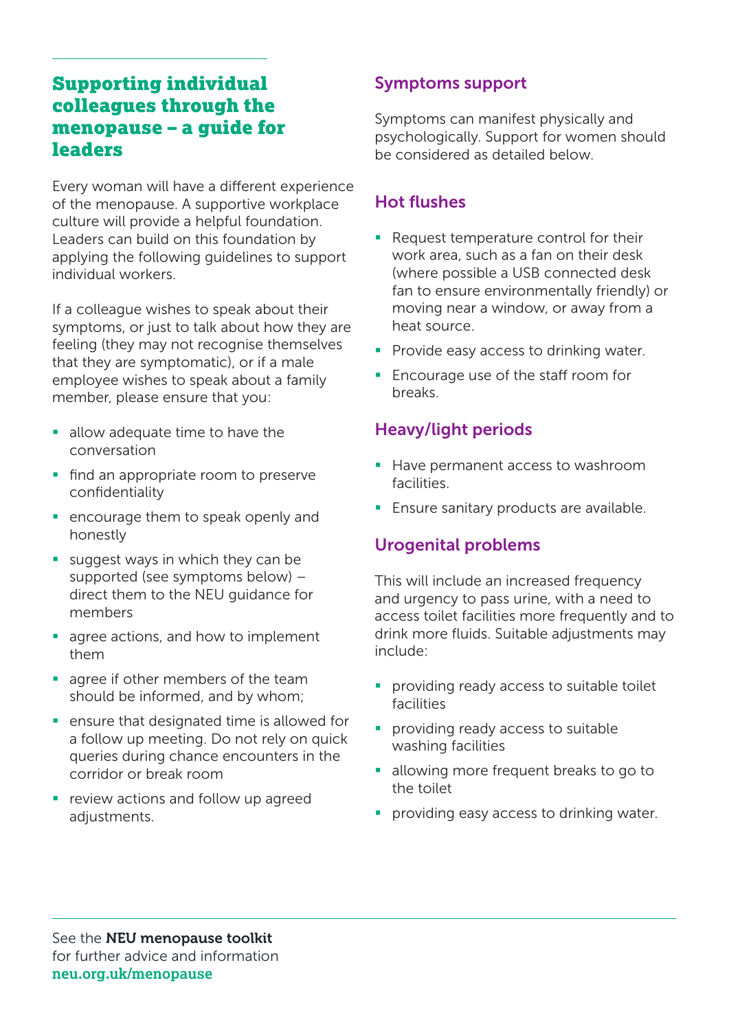## Supporting individual colleagues through the menopause – a guide for leaders

Every woman will have a different experience of the menopause. A supportive workplace culture will provide a helpful foundation. Leaders can build on this foundation by applying the following guidelines to support individual workers.

If a colleague wishes to speak about their symptoms, or just to talk about how they are feeling (they may not recognise themselves that they are symptomatic), or if a male employee wishes to speak about a family member, please ensure that you:

- allow adequate time to have the conversation
- find an appropriate room to preserve confidentiality
- encourage them to speak openly and honestly
- suggest ways in which they can be supported (see symptoms below) – direct them to the NEU guidance for members
- agree actions, and how to implement them
- agree if other members of the team should be informed, and by whom;
- ensure that designated time is allowed for a follow up meeting. Do not rely on quick queries during chance encounters in the corridor or break room
- review actions and follow up agreed adjustments.

### Symptoms support

Symptoms can manifest physically and psychologically. Support for women should be considered as detailed below.

### Hot flushes

- Request temperature control for their work area, such as a fan on their desk (where possible a USB connected desk fan to ensure environmentally friendly) or moving near a window, or away from a heat source.
- Provide easy access to drinking water.
- Encourage use of the staff room for breaks.

### Heavy/light periods

- Have permanent access to washroom facilities.
- Ensure sanitary products are available.

### Urogenital problems

This will include an increased frequency and urgency to pass urine, with a need to access toilet facilities more frequently and to drink more fluids. Suitable adjustments may include:

- providing ready access to suitable toilet facilities
- providing ready access to suitable washing facilities
- allowing more frequent breaks to go to the toilet
- providing easy access to drinking water.

See the **NEU menopause toolkit** for further advice and information **neu.org.uk/menopause**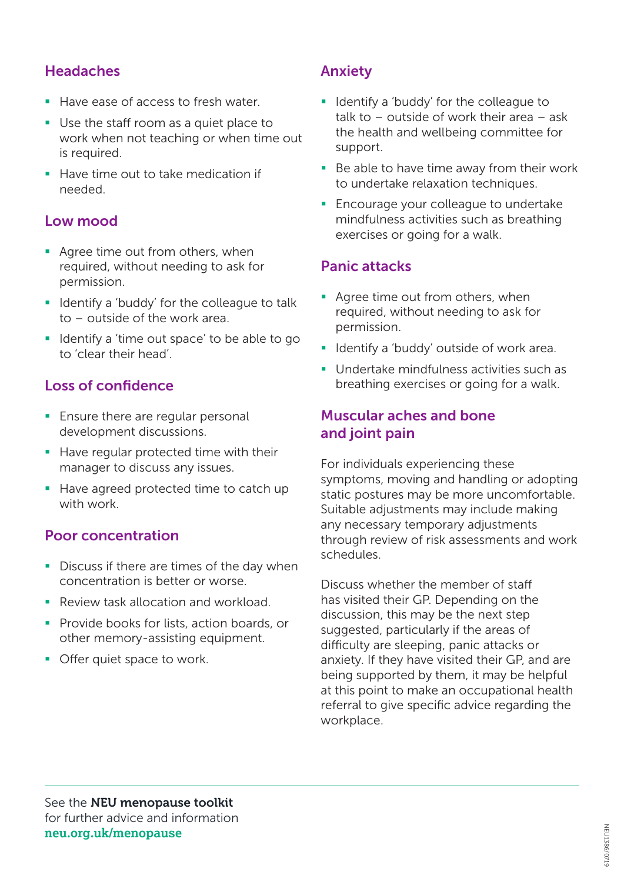## Headaches

- Have ease of access to fresh water.
- Use the staff room as a quiet place to work when not teaching or when time out is required.
- Have time out to take medication if needed.

## Low mood

- Agree time out from others, when required, without needing to ask for permission.
- Identify a 'buddy' for the colleague to talk to – outside of the work area.
- Identify a 'time out space' to be able to go to 'clear their head'.

## Loss of confidence

- Ensure there are regular personal development discussions.
- Have regular protected time with their manager to discuss any issues.
- Have agreed protected time to catch up with work.

## Poor concentration

- Discuss if there are times of the day when concentration is better or worse.
- Review task allocation and workload.
- Provide books for lists, action boards, or other memory-assisting equipment.
- Offer quiet space to work.

## Anxiety

- Identify a 'buddy' for the colleague to talk to – outside of work their area – ask the health and wellbeing committee for support.
- Be able to have time away from their work to undertake relaxation techniques.
- Encourage your colleague to undertake mindfulness activities such as breathing exercises or going for a walk.

## Panic attacks

- Agree time out from others, when required, without needing to ask for permission.
- Identify a 'buddy' outside of work area.
- Undertake mindfulness activities such as breathing exercises or going for a walk.

## Muscular aches and bone and joint pain

For individuals experiencing these symptoms, moving and handling or adopting static postures may be more uncomfortable. Suitable adjustments may include making any necessary temporary adjustments through review of risk assessments and work schedules.

Discuss whether the member of staff has visited their GP. Depending on the discussion, this may be the next step suggested, particularly if the areas of difficulty are sleeping, panic attacks or anxiety. If they have visited their GP, and are being supported by them, it may be helpful at this point to make an occupational health referral to give specific advice regarding the workplace.

See the **NEU menopause toolkit** for further advice and information
**neu.org.uk/menopause**

NEU1386/0719